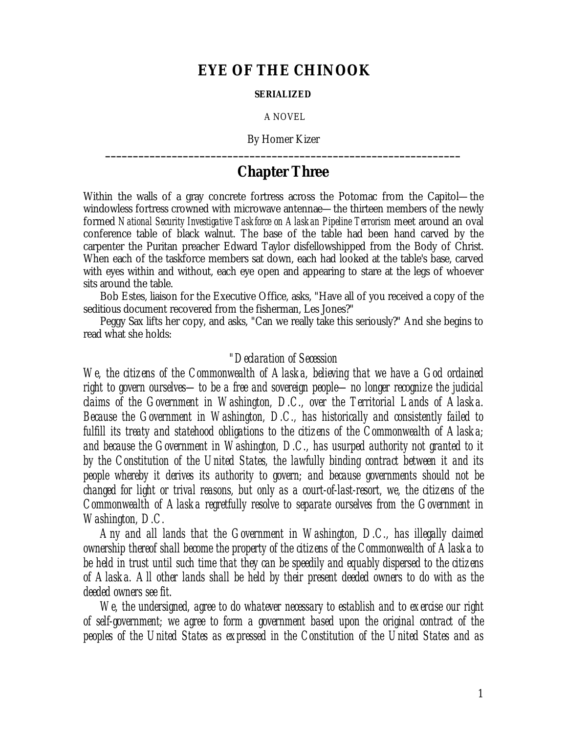# EYE OF THE CHINOOK

**SERIALIZED**

A NOVEL

By Homer Kizer

---

## Chapter Three

Within the walls of a gray concrete fortress across the Potomac from the Capitol—the windowless fortress crowned with microwave antennae—the thirteen members of the newly formed *National Security Investigative Taskforce on Alaskan Pipeline Terrorism* meet around an oval conference table of black walnut. The base of the table had been hand carved by the carpenter the Puritan preacher Edward Taylor disfellowshipped from the Body of Christ. When each of the taskforce members sat down, each had looked at the table's base, carved with eyes within and without, each eye open and appearing to stare at the legs of whoever sits around the table.

Bob Estes, liaison for the Executive Office, asks, "Have all of you received a copy of the seditious document recovered from the fisherman, Les Jones?"

Peggy Sax lifts her copy, and asks, "Can we really take this seriously?" And she begins to read what she holds:

*"Declaration of Secession*

*We, the citizens of the Commonwealth of Alaska, believing that we have a God ordained right to govern ourselves—to be a free and sovereign people—no longer recognize the judicial claims of the Government in Washington, D.C., over the Territorial Lands of Alaska. Because the Government in Washington, D.C., has historically and consistently failed to fulfill its treaty and statehood obligations to the citizens of the Commonwealth of Alaska; and because the Government in Washington, D.C., has usurped authority not granted to it by the Constitution of the United States, the lawfully binding contract between it and its people whereby it derives its authority to govern; and because governments should not be changed for light or trival reasons, but only as a court-of-last-resort, we, the citizens of the Commonwealth of Alaska regretfully resolve to separate ourselves from the Government in Washington, D.C.*

*Any and all lands that the Government in Washington, D.C., has illegally claimed ownership thereof shall become the property of the citizens of the Commonwealth of Alaska to be held in trust until such time that they can be speedily and equably dispersed to the citizens of Alaska. All other lands shall be held by their present deeded owners to do with as the deeded owners see fit.*

*We, the undersigned, agree to do whatever necessary to establish and to exercise our right of self-government; we agree to form a government based upon the original contract of the peoples of the United States as expressed in the Constitution of the United States and as*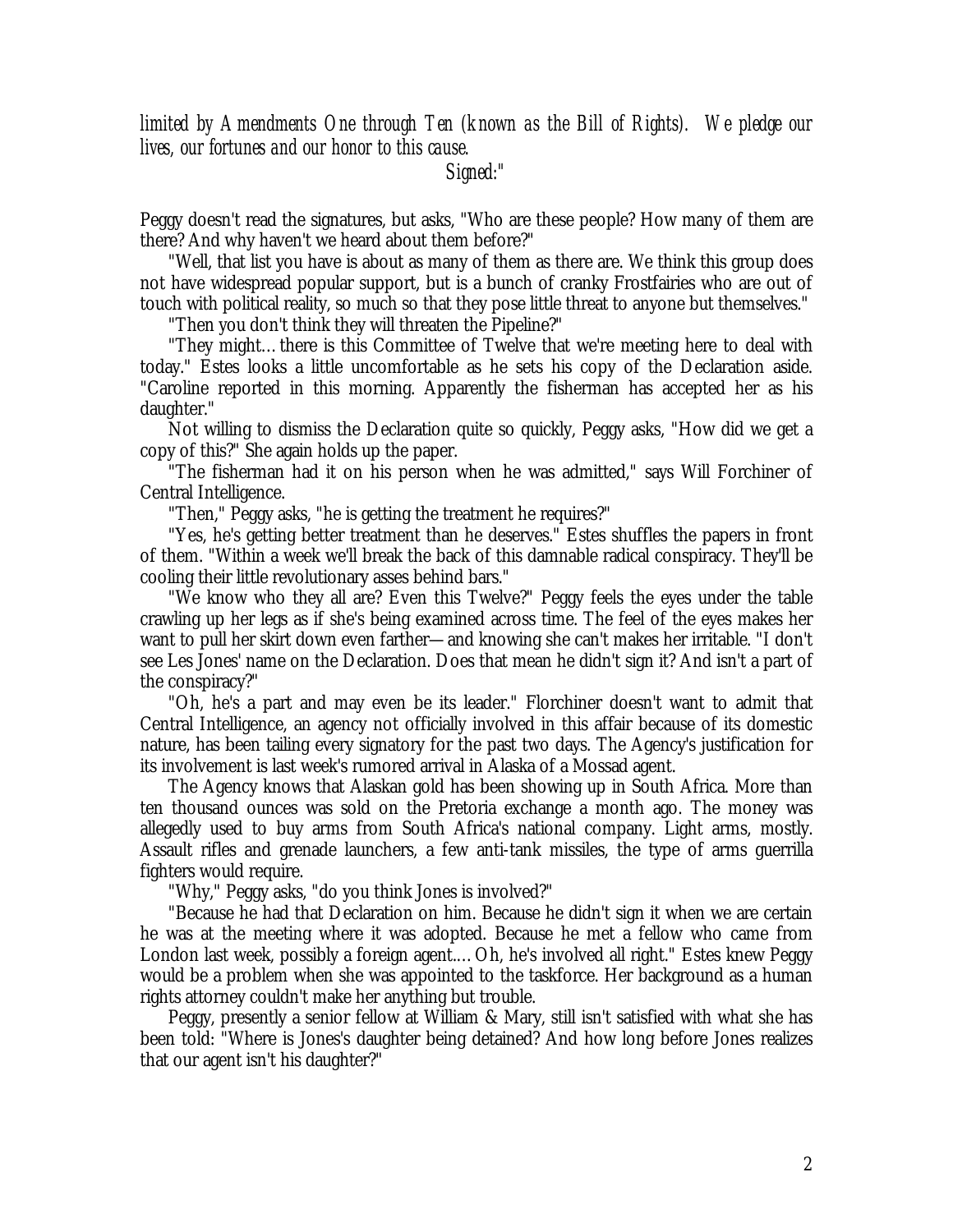*limited by Amendments One through Ten (known as the Bill of Rights). We pledge our lives, our fortunes and our honor to this cause.*

*Signed:"*

Peggy doesn't read the signatures, but asks, "Who are these people? How many of them are there? And why haven't we heard about them before?"

"Well, that list you have is about as many of them as there are. We think this group does not have widespread popular support, but is a bunch of cranky Frostfairies who are out of touch with political reality, so much so that they pose little threat to anyone but themselves."

"Then you don't think they will threaten the Pipeline?"

"They might… there is this Committee of Twelve that we're meeting here to deal with today." Estes looks a little uncomfortable as he sets his copy of the Declaration aside. "Caroline reported in this morning. Apparently the fisherman has accepted her as his daughter."

Not willing to dismiss the Declaration quite so quickly, Peggy asks, "How did we get a copy of this?" She again holds up the paper.

"The fisherman had it on his person when he was admitted," says Will Forchiner of Central Intelligence.

"Then," Peggy asks, "he is getting the treatment he requires?"

"Yes, he's getting better treatment than he deserves." Estes shuffles the papers in front of them. "Within a week we'll break the back of this damnable radical conspiracy. They'll be cooling their little revolutionary asses behind bars."

"We know who they all are? Even this Twelve?" Peggy feels the eyes under the table crawling up her legs as if she's being examined across time. The feel of the eyes makes her want to pull her skirt down even farther—and knowing she can't makes her irritable. "I don't see Les Jones' name on the Declaration. Does that mean he didn't sign it? And isn't a part of the conspiracy?"

"Oh, he's a part and may even be its leader." Florchiner doesn't want to admit that Central Intelligence, an agency not officially involved in this affair because of its domestic nature, has been tailing every signatory for the past two days. The Agency's justification for its involvement is last week's rumored arrival in Alaska of a Mossad agent.

The Agency knows that Alaskan gold has been showing up in South Africa. More than ten thousand ounces was sold on the Pretoria exchange a month ago. The money was allegedly used to buy arms from South Africa's national company. Light arms, mostly. Assault rifles and grenade launchers, a few anti-tank missiles, the type of arms guerrilla fighters would require.

"Why," Peggy asks, "do you think Jones is involved?"

"Because he had that Declaration on him. Because he didn't sign it when we are certain he was at the meeting where it was adopted. Because he met a fellow who came from London last week, possibly a foreign agent.… Oh, he's involved all right." Estes knew Peggy would be a problem when she was appointed to the taskforce. Her background as a human rights attorney couldn't make her anything but trouble.

Peggy, presently a senior fellow at William & Mary, still isn't satisfied with what she has been told: "Where is Jones's daughter being detained? And how long before Jones realizes that our agent isn't his daughter?"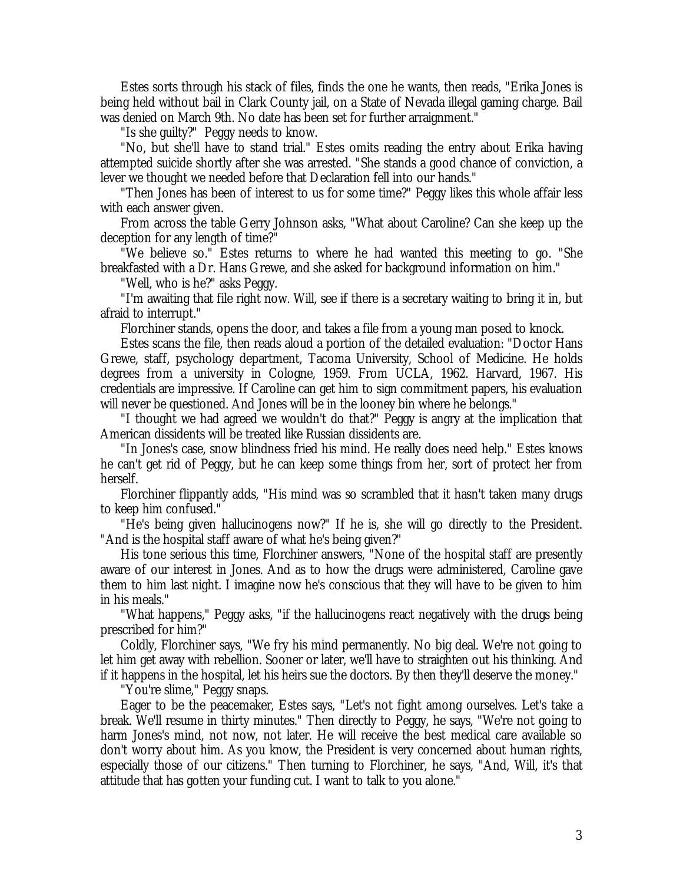Estes sorts through his stack of files, finds the one he wants, then reads, "Erika Jones is being held without bail in Clark County jail, on a State of Nevada illegal gaming charge. Bail was denied on March 9th. No date has been set for further arraignment."

"Is she guilty?" Peggy needs to know.

"No, but she'll have to stand trial." Estes omits reading the entry about Erika having attempted suicide shortly after she was arrested. "She stands a good chance of conviction, a lever we thought we needed before that Declaration fell into our hands."

"Then Jones has been of interest to us for some time?" Peggy likes this whole affair less with each answer given.

From across the table Gerry Johnson asks, "What about Caroline? Can she keep up the deception for any length of time?"

"We believe so." Estes returns to where he had wanted this meeting to go. "She breakfasted with a Dr. Hans Grewe, and she asked for background information on him."

"Well, who is he?" asks Peggy.

"I'm awaiting that file right now. Will, see if there is a secretary waiting to bring it in, but afraid to interrupt."

Florchiner stands, opens the door, and takes a file from a young man posed to knock.

Estes scans the file, then reads aloud a portion of the detailed evaluation: "Doctor Hans Grewe, staff, psychology department, Tacoma University, School of Medicine. He holds degrees from a university in Cologne, 1959. From UCLA, 1962. Harvard, 1967. His credentials are impressive. If Caroline can get him to sign commitment papers, his evaluation will never be questioned. And Jones will be in the looney bin where he belongs."

"I thought we had agreed we wouldn't do that?" Peggy is angry at the implication that American dissidents will be treated like Russian dissidents are.

"In Jones's case, snow blindness fried his mind. He really does need help." Estes knows he can't get rid of Peggy, but he can keep some things from her, sort of protect her from herself.

Florchiner flippantly adds, "His mind was so scrambled that it hasn't taken many drugs to keep him confused."

"He's being given hallucinogens now?" If he is, she will go directly to the President. "And is the hospital staff aware of what he's being given?"

His tone serious this time, Florchiner answers, "None of the hospital staff are presently aware of our interest in Jones. And as to how the drugs were administered, Caroline gave them to him last night. I imagine now he's conscious that they will have to be given to him in his meals."

"What happens," Peggy asks, "if the hallucinogens react negatively with the drugs being prescribed for him?"

Coldly, Florchiner says, "We fry his mind permanently. No big deal. We're not going to let him get away with rebellion. Sooner or later, we'll have to straighten out his thinking. And if it happens in the hospital, let his heirs sue the doctors. By then they'll deserve the money."

"You're slime," Peggy snaps.

Eager to be the peacemaker, Estes says, "Let's not fight among ourselves. Let's take a break. We'll resume in thirty minutes." Then directly to Peggy, he says, "We're not going to harm Jones's mind, not now, not later. He will receive the best medical care available so don't worry about him. As you know, the President is very concerned about human rights, especially those of our citizens." Then turning to Florchiner, he says, "And, Will, it's that attitude that has gotten your funding cut. I want to talk to you alone."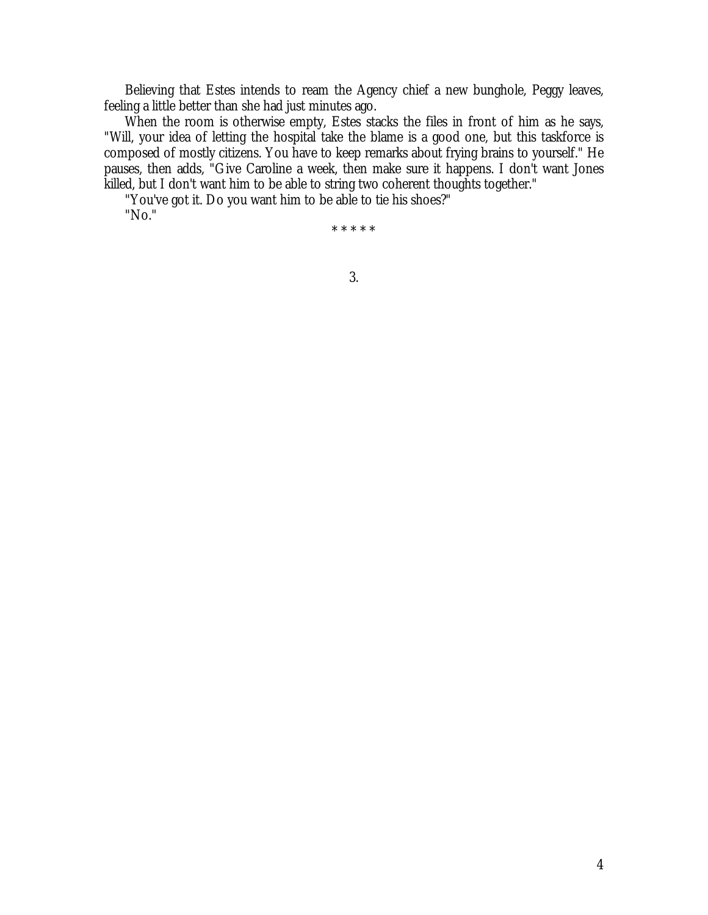Believing that Estes intends to ream the Agency chief a new bunghole, Peggy leaves, feeling a little better than she had just minutes ago.

When the room is otherwise empty, Estes stacks the files in front of him as he says, "Will, your idea of letting the hospital take the blame is a good one, but this taskforce is composed of mostly citizens. You have to keep remarks about frying brains to yourself." He pauses, then adds, "Give Caroline a week, then make sure it happens. I don't want Jones killed, but I don't want him to be able to string two coherent thoughts together."

"You've got it. Do you want him to be able to tie his shoes?"

"No."

\* \* \* \* \*

3.